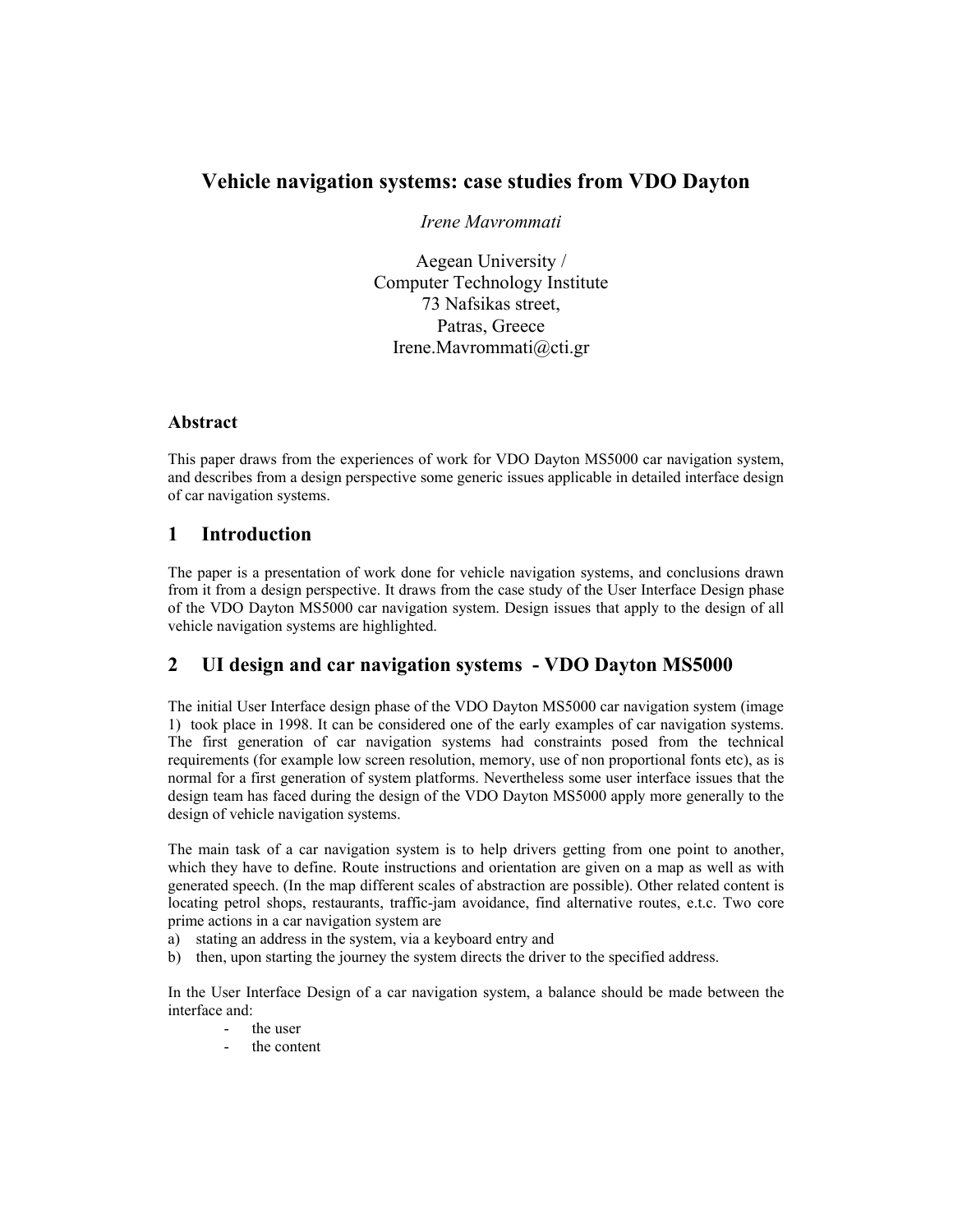# Vehicle navigation systems: case studies from VDO Dayton

*Irene Mavrommati*

Aegean University /
Computer Technology Institute
73 Nafsikas street,
Patras, Greece
Irene.Mavrommati@cti.gr

### Abstract

This paper draws from the experiences of work for VDO Dayton MS5000 car navigation system, and describes from a design perspective some generic issues applicable in detailed interface design of car navigation systems.

## 1 Introduction

The paper is a presentation of work done for vehicle navigation systems, and conclusions drawn from it from a design perspective. It draws from the case study of the User Interface Design phase of the VDO Dayton MS5000 car navigation system. Design issues that apply to the design of all vehicle navigation systems are highlighted.

## 2 UI design and car navigation systems - VDO Dayton MS5000

The initial User Interface design phase of the VDO Dayton MS5000 car navigation system (image 1) took place in 1998. It can be considered one of the early examples of car navigation systems. The first generation of car navigation systems had constraints posed from the technical requirements (for example low screen resolution, memory, use of non proportional fonts etc), as is normal for a first generation of system platforms. Nevertheless some user interface issues that the design team has faced during the design of the VDO Dayton MS5000 apply more generally to the design of vehicle navigation systems.

The main task of a car navigation system is to help drivers getting from one point to another, which they have to define. Route instructions and orientation are given on a map as well as with generated speech. (In the map different scales of abstraction are possible). Other related content is locating petrol shops, restaurants, traffic-jam avoidance, find alternative routes, e.t.c. Two core prime actions in a car navigation system are

a) stating an address in the system, via a keyboard entry and
b) then, upon starting the journey the system directs the driver to the specified address.

In the User Interface Design of a car navigation system, a balance should be made between the interface and:

- the user
- the content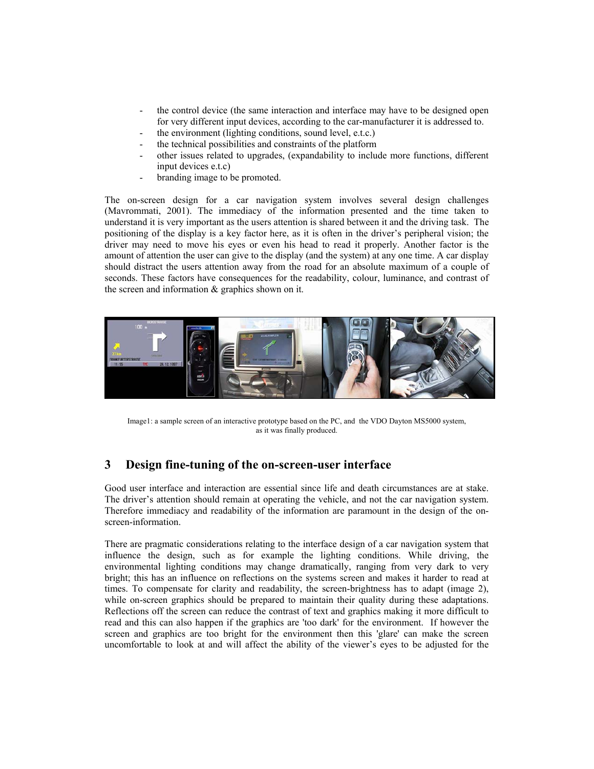- the control device (the same interaction and interface may have to be designed open for very different input devices, according to the car-manufacturer it is addressed to.
- the environment (lighting conditions, sound level, e.t.c.)
- the technical possibilities and constraints of the platform
- other issues related to upgrades, (expandability to include more functions, different input devices e.t.c)
- branding image to be promoted.

The on-screen design for a car navigation system involves several design challenges (Mavrommati, 2001). The immediacy of the information presented and the time taken to understand it is very important as the users attention is shared between it and the driving task. The positioning of the display is a key factor here, as it is often in the driver's peripheral vision; the driver may need to move his eyes or even his head to read it properly. Another factor is the amount of attention the user can give to the display (and the system) at any one time. A car display should distract the users attention away from the road for an absolute maximum of a couple of seconds. These factors have consequences for the readability, colour, luminance, and contrast of the screen and information & graphics shown on it.

Image1: a sample screen of an interactive prototype based on the PC, and the VDO Dayton MS5000 system, as it was finally produced.

## 3 Design fine-tuning of the on-screen-user interface

Good user interface and interaction are essential since life and death circumstances are at stake. The driver's attention should remain at operating the vehicle, and not the car navigation system. Therefore immediacy and readability of the information are paramount in the design of the on-screen-information.

There are pragmatic considerations relating to the interface design of a car navigation system that influence the design, such as for example the lighting conditions. While driving, the environmental lighting conditions may change dramatically, ranging from very dark to very bright; this has an influence on reflections on the systems screen and makes it harder to read at times. To compensate for clarity and readability, the screen-brightness has to adapt (image 2), while on-screen graphics should be prepared to maintain their quality during these adaptations. Reflections off the screen can reduce the contrast of text and graphics making it more difficult to read and this can also happen if the graphics are 'too dark' for the environment. If however the screen and graphics are too bright for the environment then this 'glare' can make the screen uncomfortable to look at and will affect the ability of the viewer's eyes to be adjusted for the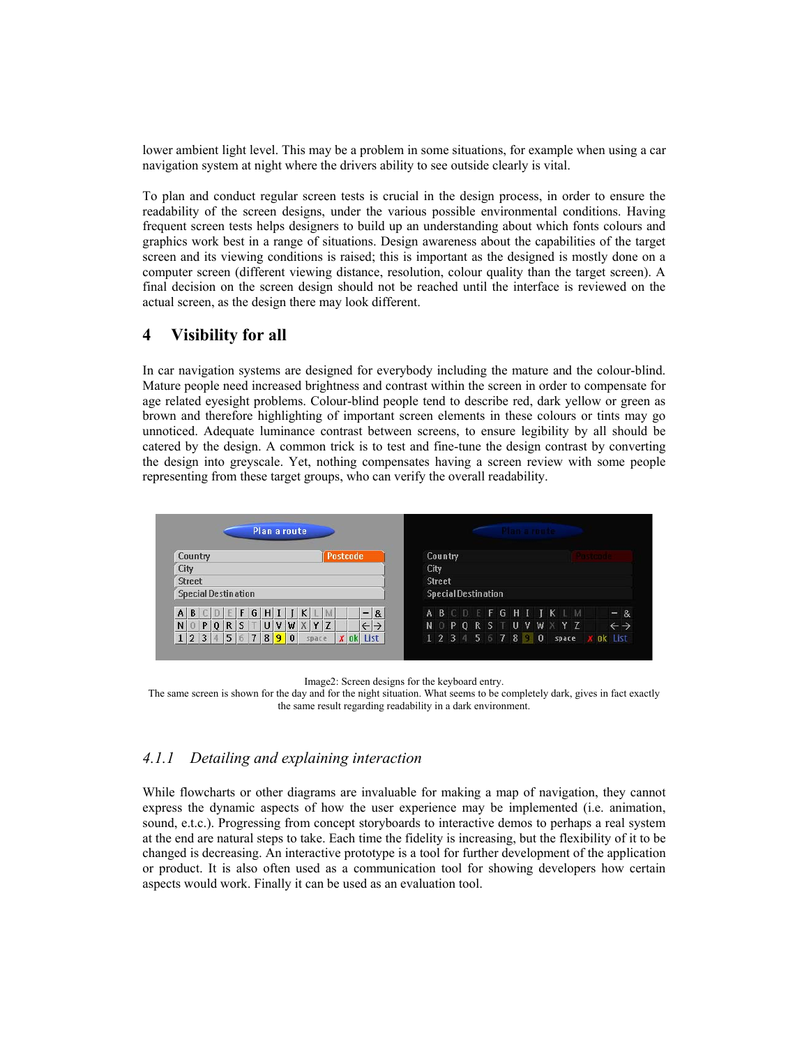lower ambient light level. This may be a problem in some situations, for example when using a car navigation system at night where the drivers ability to see outside clearly is vital.

To plan and conduct regular screen tests is crucial in the design process, in order to ensure the readability of the screen designs, under the various possible environmental conditions. Having frequent screen tests helps designers to build up an understanding about which fonts colours and graphics work best in a range of situations. Design awareness about the capabilities of the target screen and its viewing conditions is raised; this is important as the designed is mostly done on a computer screen (different viewing distance, resolution, colour quality than the target screen). A final decision on the screen design should not be reached until the interface is reviewed on the actual screen, as the design there may look different.

## 4 Visibility for all

In car navigation systems are designed for everybody including the mature and the colour-blind. Mature people need increased brightness and contrast within the screen in order to compensate for age related eyesight problems. Colour-blind people tend to describe red, dark yellow or green as brown and therefore highlighting of important screen elements in these colours or tints may go unnoticed. Adequate luminance contrast between screens, to ensure legibility by all should be catered by the design. A common trick is to test and fine-tune the design contrast by converting the design into greyscale. Yet, nothing compensates having a screen review with some people representing from these target groups, who can verify the overall readability.

Image2: Screen designs for the keyboard entry.
The same screen is shown for the day and for the night situation. What seems to be completely dark, gives in fact exactly the same result regarding readability in a dark environment.

### *4.1.1 Detailing and explaining interaction*

While flowcharts or other diagrams are invaluable for making a map of navigation, they cannot express the dynamic aspects of how the user experience may be implemented (i.e. animation, sound, e.t.c.). Progressing from concept storyboards to interactive demos to perhaps a real system at the end are natural steps to take. Each time the fidelity is increasing, but the flexibility of it to be changed is decreasing. An interactive prototype is a tool for further development of the application or product. It is also often used as a communication tool for showing developers how certain aspects would work. Finally it can be used as an evaluation tool.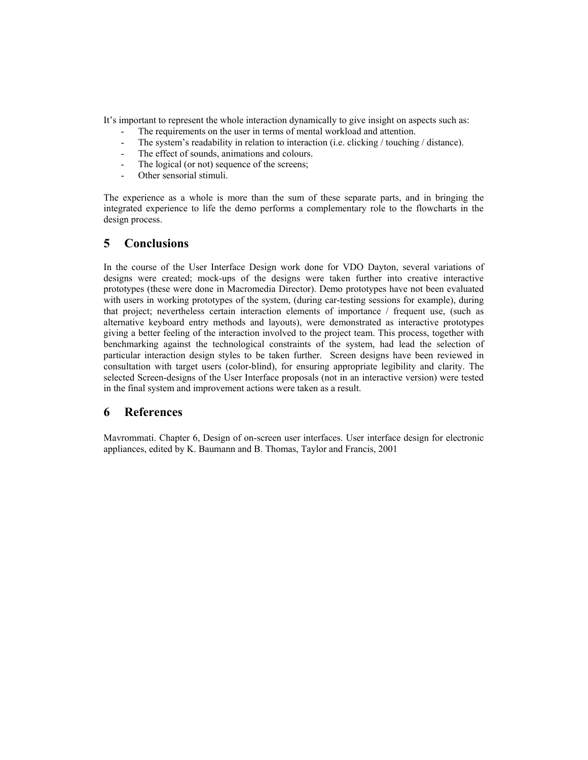It's important to represent the whole interaction dynamically to give insight on aspects such as:

- The requirements on the user in terms of mental workload and attention.
- The system's readability in relation to interaction (i.e. clicking / touching / distance).
- The effect of sounds, animations and colours.
- The logical (or not) sequence of the screens;
- Other sensorial stimuli.

The experience as a whole is more than the sum of these separate parts, and in bringing the integrated experience to life the demo performs a complementary role to the flowcharts in the design process.

## 5 Conclusions

In the course of the User Interface Design work done for VDO Dayton, several variations of designs were created; mock-ups of the designs were taken further into creative interactive prototypes (these were done in Macromedia Director). Demo prototypes have not been evaluated with users in working prototypes of the system, (during car-testing sessions for example), during that project; nevertheless certain interaction elements of importance / frequent use, (such as alternative keyboard entry methods and layouts), were demonstrated as interactive prototypes giving a better feeling of the interaction involved to the project team. This process, together with benchmarking against the technological constraints of the system, had lead the selection of particular interaction design styles to be taken further. Screen designs have been reviewed in consultation with target users (color-blind), for ensuring appropriate legibility and clarity. The selected Screen-designs of the User Interface proposals (not in an interactive version) were tested in the final system and improvement actions were taken as a result.

## 6 References

Mavrommati. Chapter 6, Design of on-screen user interfaces. User interface design for electronic appliances, edited by K. Baumann and B. Thomas, Taylor and Francis, 2001